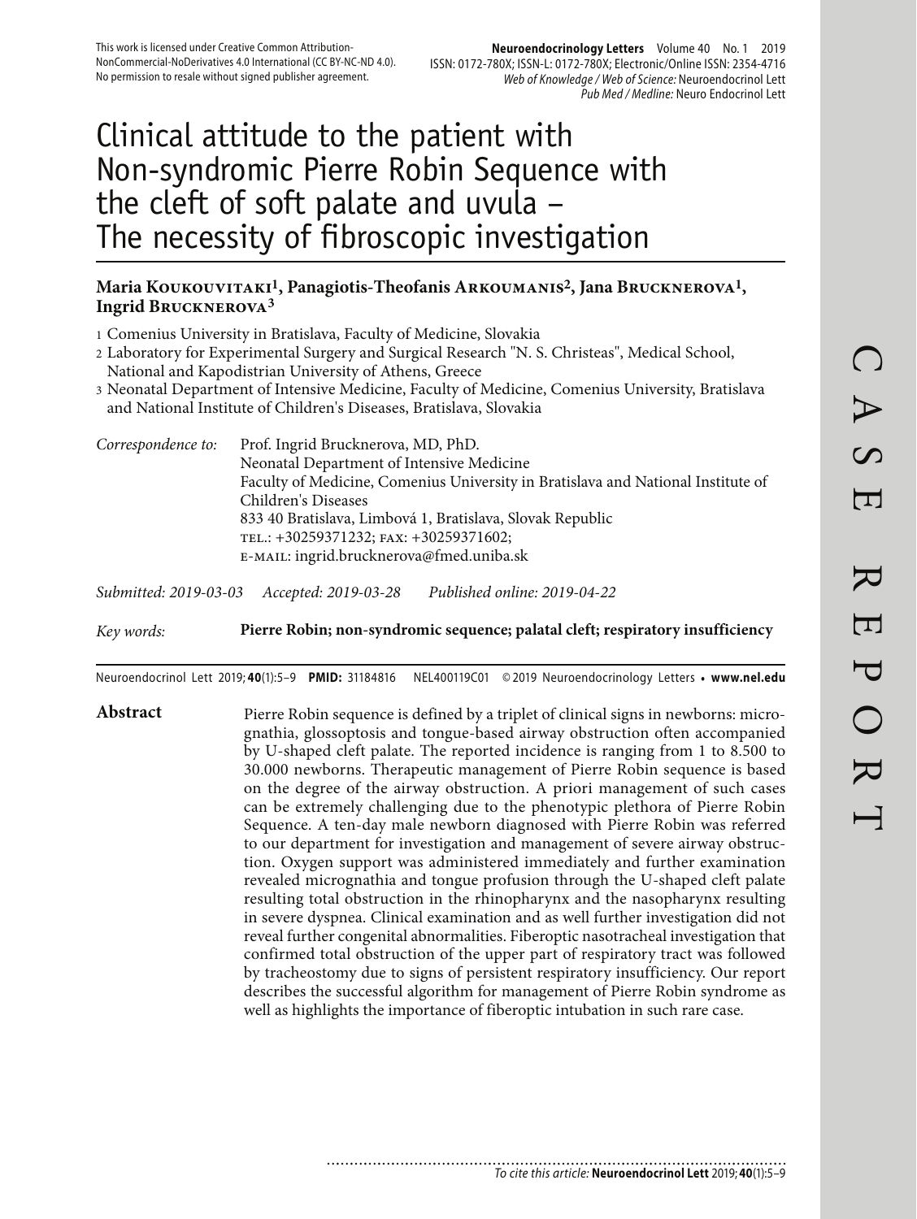This work is licensed under Creative Common Attribution-NonCommercial-NoDerivatives 4.0 International (CC BY-NC-ND 4.0). No permission to resale without signed publisher agreement.

# Clinical attitude to the patient with Non-syndromic Pierre Robin Sequence with the cleft of soft palate and uvula – The necessity of fibroscopic investigation

**Maria Koukouvitaki**[1], **Panagiotis-Theofanis Arkoumanis**[2], **Jana Brucknerova**[1], **Ingrid Brucknerova**[3]

1 Comenius University in Bratislava, Faculty of Medicine, Slovakia
2 Laboratory for Experimental Surgery and Surgical Research "N. S. Christeas", Medical School, National and Kapodistrian University of Athens, Greece
3 Neonatal Department of Intensive Medicine, Faculty of Medicine, Comenius University, Bratislava and National Institute of Children's Diseases, Bratislava, Slovakia

*Correspondence to:* Prof. Ingrid Brucknerova, MD, PhD.
Neonatal Department of Intensive Medicine
Faculty of Medicine, Comenius University in Bratislava and National Institute of Children's Diseases
833 40 Bratislava, Limbová 1, Bratislava, Slovak Republic
TEL.: +30259371232; FAX: +30259371602;
E-MAIL: ingrid.brucknerova@fmed.uniba.sk

*Submitted: 2019-03-03* *Accepted: 2019-03-28* *Published online: 2019-04-22*

*Key words:* **Pierre Robin; non-syndromic sequence; palatal cleft; respiratory insufficiency**

Neuroendocrinol Lett 2019; **40**(1):5–9 **PMID:** 31184816 NEL400119C01 © 2019 Neuroendocrinology Letters • **www.nel.edu**

## Abstract

Pierre Robin sequence is defined by a triplet of clinical signs in newborns: micrognathia, glossoptosis and tongue-based airway obstruction often accompanied by U-shaped cleft palate. The reported incidence is ranging from 1 to 8.500 to 30.000 newborns. Therapeutic management of Pierre Robin sequence is based on the degree of the airway obstruction. A priori management of such cases can be extremely challenging due to the phenotypic plethora of Pierre Robin Sequence. A ten-day male newborn diagnosed with Pierre Robin was referred to our department for investigation and management of severe airway obstruction. Oxygen support was administered immediately and further examination revealed micrognathia and tongue profusion through the U-shaped cleft palate resulting total obstruction in the rhinopharynx and the nasopharynx resulting in severe dyspnea. Clinical examination and as well further investigation did not reveal further congenital abnormalities. Fiberoptic nasotracheal investigation that confirmed total obstruction of the upper part of respiratory tract was followed by tracheostomy due to signs of persistent respiratory insufficiency. Our report describes the successful algorithm for management of Pierre Robin syndrome as well as highlights the importance of fiberoptic intubation in such rare case.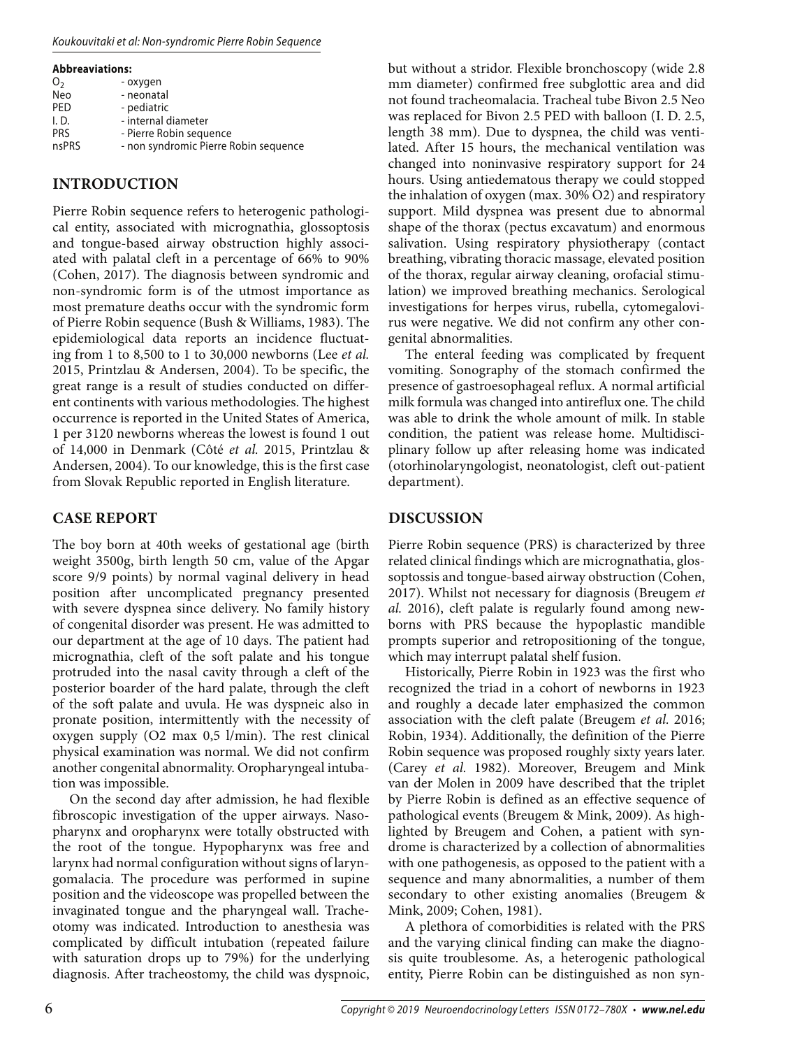**Abbreviations:**

| | |
|---|---|
| $O_2$ | - oxygen |
| Neo | - neonatal |
| PED | - pediatric |
| I. D. | - internal diameter |
| PRS | - Pierre Robin sequence |
| nsPRS | - non syndromic Pierre Robin sequence |

## INTRODUCTION

Pierre Robin sequence refers to heterogenic pathological entity, associated with micrognathia, glossoptosis and tongue-based airway obstruction highly associated with palatal cleft in a percentage of 66% to 90% (Cohen, 2017). The diagnosis between syndromic and non-syndromic form is of the utmost importance as most premature deaths occur with the syndromic form of Pierre Robin sequence (Bush & Williams, 1983). The epidemiological data reports an incidence fluctuating from 1 to 8,500 to 1 to 30,000 newborns (Lee *et al.* 2015, Printzlau & Andersen, 2004). To be specific, the great range is a result of studies conducted on different continents with various methodologies. The highest occurrence is reported in the United States of America, 1 per 3120 newborns whereas the lowest is found 1 out of 14,000 in Denmark (Côté *et al.* 2015, Printzlau & Andersen, 2004). To our knowledge, this is the first case from Slovak Republic reported in English literature.

## CASE REPORT

The boy born at 40th weeks of gestational age (birth weight 3500g, birth length 50 cm, value of the Apgar score 9/9 points) by normal vaginal delivery in head position after uncomplicated pregnancy presented with severe dyspnea since delivery. No family history of congenital disorder was present. He was admitted to our department at the age of 10 days. The patient had micrognathia, cleft of the soft palate and his tongue protruded into the nasal cavity through a cleft of the posterior boarder of the hard palate, through the cleft of the soft palate and uvula. He was dyspneic also in pronate position, intermittently with the necessity of oxygen supply (O2 max 0,5 l/min). The rest clinical physical examination was normal. We did not confirm another congenital abnormality. Oropharyngeal intubation was impossible.

On the second day after admission, he had flexible fibroscopic investigation of the upper airways. Nasopharynx and oropharynx were totally obstructed with the root of the tongue. Hypopharynx was free and larynx had normal configuration without signs of laryngomalacia. The procedure was performed in supine position and the videoscope was propelled between the invaginated tongue and the pharyngeal wall. Tracheotomy was indicated. Introduction to anesthesia was complicated by difficult intubation (repeated failure with saturation drops up to 79%) for the underlying diagnosis. After tracheostomy, the child was dyspnoic, but without a stridor. Flexible bronchoscopy (wide 2.8 mm diameter) confirmed free subglottic area and did not found tracheomalacia. Tracheal tube Bivon 2.5 Neo was replaced for Bivon 2.5 PED with balloon (I. D. 2.5, length 38 mm). Due to dyspnea, the child was ventilated. After 15 hours, the mechanical ventilation was changed into noninvasive respiratory support for 24 hours. Using antiedematous therapy we could stopped the inhalation of oxygen (max. 30% O2) and respiratory support. Mild dyspnea was present due to abnormal shape of the thorax (pectus excavatum) and enormous salivation. Using respiratory physiotherapy (contact breathing, vibrating thoracic massage, elevated position of the thorax, regular airway cleaning, orofacial stimulation) we improved breathing mechanics. Serological investigations for herpes virus, rubella, cytomegalovirus were negative. We did not confirm any other congenital abnormalities.

The enteral feeding was complicated by frequent vomiting. Sonography of the stomach confirmed the presence of gastroesophageal reflux. A normal artificial milk formula was changed into antireflux one. The child was able to drink the whole amount of milk. In stable condition, the patient was release home. Multidisciplinary follow up after releasing home was indicated (otorhinolaryngologist, neonatologist, cleft out-patient department).

## DISCUSSION

Pierre Robin sequence (PRS) is characterized by three related clinical findings which are micrognathatia, glossoptossis and tongue-based airway obstruction (Cohen, 2017). Whilst not necessary for diagnosis (Breugem *et al.* 2016), cleft palate is regularly found among newborns with PRS because the hypoplastic mandible prompts superior and retropositioning of the tongue, which may interrupt palatal shelf fusion.

Historically, Pierre Robin in 1923 was the first who recognized the triad in a cohort of newborns in 1923 and roughly a decade later emphasized the common association with the cleft palate (Breugem *et al.* 2016; Robin, 1934). Additionally, the definition of the Pierre Robin sequence was proposed roughly sixty years later. (Carey *et al.* 1982). Moreover, Breugem and Mink van der Molen in 2009 have described that the triplet by Pierre Robin is defined as an effective sequence of pathological events (Breugem & Mink, 2009). As highlighted by Breugem and Cohen, a patient with syndrome is characterized by a collection of abnormalities with one pathogenesis, as opposed to the patient with a sequence and many abnormalities, a number of them secondary to other existing anomalies (Breugem & Mink, 2009; Cohen, 1981).

A plethora of comorbidities is related with the PRS and the varying clinical finding can make the diagnosis quite troublesome. As, a heterogenic pathological entity, Pierre Robin can be distinguished as non syn-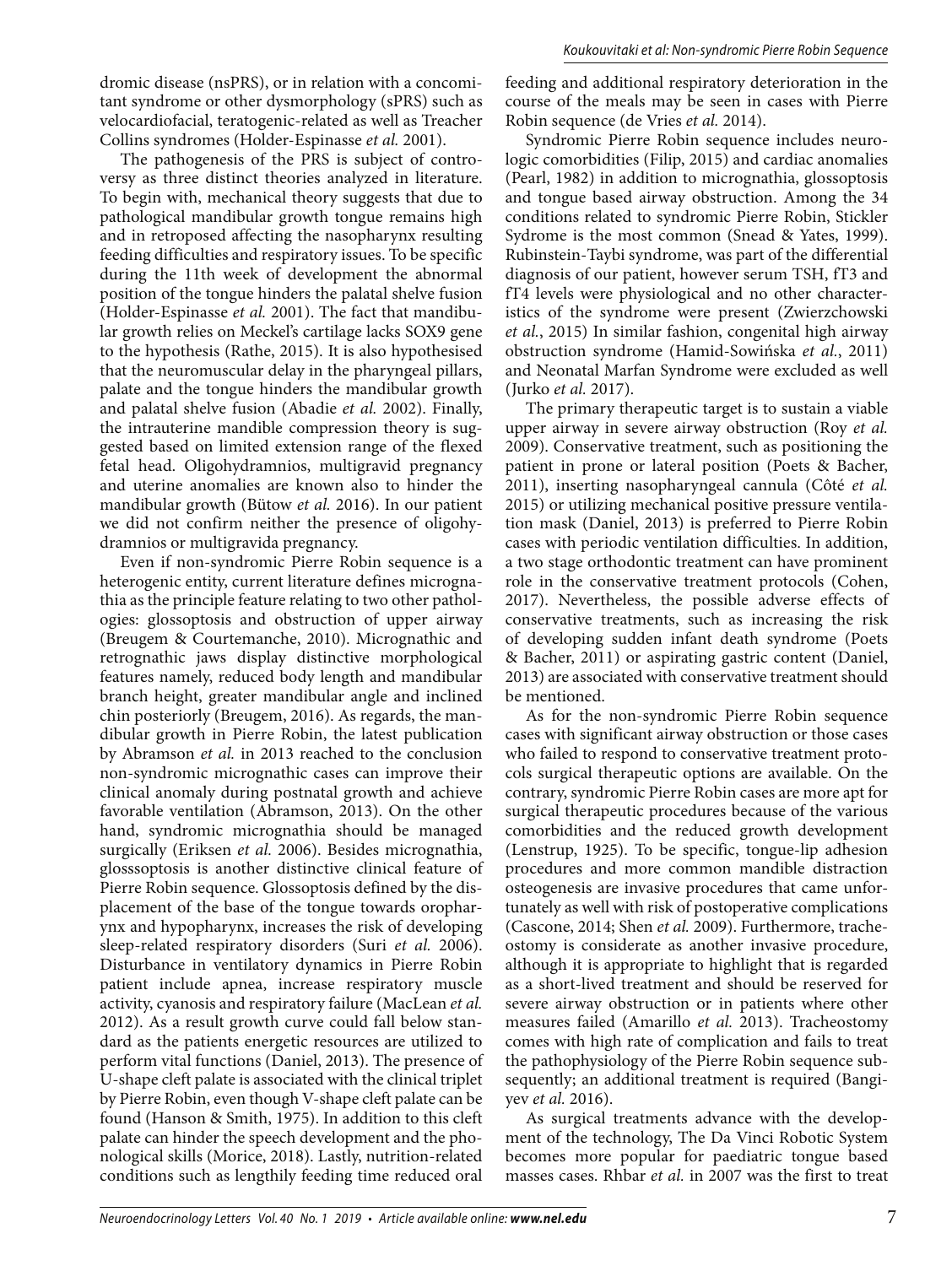dromic disease (nsPRS), or in relation with a concomitant syndrome or other dysmorphology (sPRS) such as velocardiofacial, teratogenic-related as well as Treacher Collins syndromes (Holder-Espinasse *et al.* 2001).

The pathogenesis of the PRS is subject of controversy as three distinct theories analyzed in literature. To begin with, mechanical theory suggests that due to pathological mandibular growth tongue remains high and in retroposed affecting the nasopharynx resulting feeding difficulties and respiratory issues. To be specific during the 11th week of development the abnormal position of the tongue hinders the palatal shelve fusion (Holder-Espinasse *et al.* 2001). The fact that mandibular growth relies on Meckel's cartilage lacks SOX9 gene to the hypothesis (Rathe, 2015). It is also hypothesised that the neuromuscular delay in the pharyngeal pillars, palate and the tongue hinders the mandibular growth and palatal shelve fusion (Abadie *et al.* 2002). Finally, the intrauterine mandible compression theory is suggested based on limited extension range of the flexed fetal head. Oligohydramnios, multigravid pregnancy and uterine anomalies are known also to hinder the mandibular growth (Bütow *et al.* 2016). In our patient we did not confirm neither the presence of oligohydramnios or multigravida pregnancy.

Even if non-syndromic Pierre Robin sequence is a heterogenic entity, current literature defines micrognathia as the principle feature relating to two other pathologies: glossoptosis and obstruction of upper airway (Breugem & Courtemanche, 2010). Micrognathic and retrognathic jaws display distinctive morphological features namely, reduced body length and mandibular branch height, greater mandibular angle and inclined chin posteriorly (Breugem, 2016). As regards, the mandibular growth in Pierre Robin, the latest publication by Abramson *et al.* in 2013 reached to the conclusion non-syndromic micrognathic cases can improve their clinical anomaly during postnatal growth and achieve favorable ventilation (Abramson, 2013). On the other hand, syndromic micrognathia should be managed surgically (Eriksen *et al.* 2006). Besides micrognathia, glosssoptosis is another distinctive clinical feature of Pierre Robin sequence. Glossoptosis defined by the displacement of the base of the tongue towards oropharynx and hypopharynx, increases the risk of developing sleep-related respiratory disorders (Suri *et al.* 2006). Disturbance in ventilatory dynamics in Pierre Robin patient include apnea, increase respiratory muscle activity, cyanosis and respiratory failure (MacLean *et al.* 2012). As a result growth curve could fall below standard as the patients energetic resources are utilized to perform vital functions (Daniel, 2013). The presence of U-shape cleft palate is associated with the clinical triplet by Pierre Robin, even though V-shape cleft palate can be found (Hanson & Smith, 1975). In addition to this cleft palate can hinder the speech development and the phonological skills (Morice, 2018). Lastly, nutrition-related conditions such as lengthily feeding time reduced oral feeding and additional respiratory deterioration in the course of the meals may be seen in cases with Pierre Robin sequence (de Vries *et al.* 2014).

Syndromic Pierre Robin sequence includes neurologic comorbidities (Filip, 2015) and cardiac anomalies (Pearl, 1982) in addition to micrognathia, glossoptosis and tongue based airway obstruction. Among the 34 conditions related to syndromic Pierre Robin, Stickler Sydrome is the most common (Snead & Yates, 1999). Rubinstein-Taybi syndrome, was part of the differential diagnosis of our patient, however serum TSH, fT3 and fT4 levels were physiological and no other characteristics of the syndrome were present (Zwierzchowski *et al.*, 2015) In similar fashion, congenital high airway obstruction syndrome (Hamid-Sowińska *et al.*, 2011) and Neonatal Marfan Syndrome were excluded as well (Jurko *et al.* 2017).

The primary therapeutic target is to sustain a viable upper airway in severe airway obstruction (Roy *et al.* 2009). Conservative treatment, such as positioning the patient in prone or lateral position (Poets & Bacher, 2011), inserting nasopharyngeal cannula (Côté *et al.* 2015) or utilizing mechanical positive pressure ventilation mask (Daniel, 2013) is preferred to Pierre Robin cases with periodic ventilation difficulties. In addition, a two stage orthodontic treatment can have prominent role in the conservative treatment protocols (Cohen, 2017). Nevertheless, the possible adverse effects of conservative treatments, such as increasing the risk of developing sudden infant death syndrome (Poets & Bacher, 2011) or aspirating gastric content (Daniel, 2013) are associated with conservative treatment should be mentioned.

As for the non-syndromic Pierre Robin sequence cases with significant airway obstruction or those cases who failed to respond to conservative treatment protocols surgical therapeutic options are available. On the contrary, syndromic Pierre Robin cases are more apt for surgical therapeutic procedures because of the various comorbidities and the reduced growth development (Lenstrup, 1925). To be specific, tongue-lip adhesion procedures and more common mandible distraction osteogenesis are invasive procedures that came unfortunately as well with risk of postoperative complications (Cascone, 2014; Shen *et al.* 2009). Furthermore, tracheostomy is considerate as another invasive procedure, although it is appropriate to highlight that is regarded as a short-lived treatment and should be reserved for severe airway obstruction or in patients where other measures failed (Amarillo *et al.* 2013). Tracheostomy comes with high rate of complication and fails to treat the pathophysiology of the Pierre Robin sequence subsequently; an additional treatment is required (Bangiyev *et al.* 2016).

As surgical treatments advance with the development of the technology, The Da Vinci Robotic System becomes more popular for paediatric tongue based masses cases. Rhbar *et al.* in 2007 was the first to treat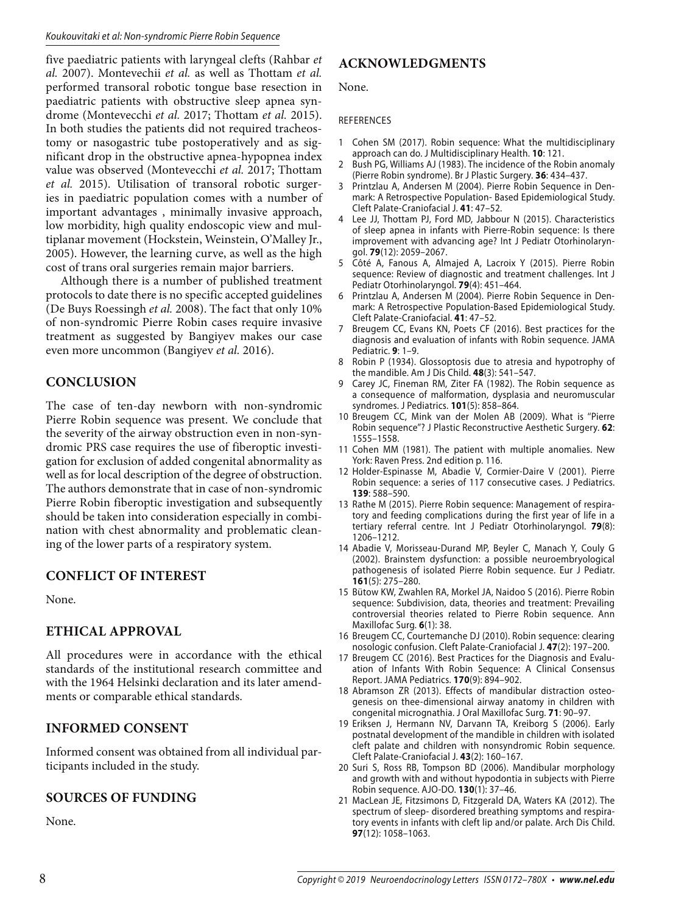five paediatric patients with laryngeal clefts (Rahbar *et al.* 2007). Montevechii *et al.* as well as Thottam *et al.* performed transoral robotic tongue base resection in paediatric patients with obstructive sleep apnea syndrome (Montevecchi *et al.* 2017; Thottam *et al.* 2015). In both studies the patients did not required tracheostomy or nasogastric tube postoperatively and as significant drop in the obstructive apnea-hypopnea index value was observed (Montevecchi *et al.* 2017; Thottam *et al.* 2015). Utilisation of transoral robotic surgeries in paediatric population comes with a number of important advantages , minimally invasive approach, low morbidity, high quality endoscopic view and multiplanar movement (Hockstein, Weinstein, O'Malley Jr., 2005). However, the learning curve, as well as the high cost of trans oral surgeries remain major barriers.

Although there is a number of published treatment protocols to date there is no specific accepted guidelines (De Buys Roessingh *et al.* 2008). The fact that only 10% of non-syndromic Pierre Robin cases require invasive treatment as suggested by Bangiyev makes our case even more uncommon (Bangiyev *et al.* 2016).

## CONCLUSION

The case of ten-day newborn with non-syndromic Pierre Robin sequence was present. We conclude that the severity of the airway obstruction even in non-syndromic PRS case requires the use of fiberoptic investigation for exclusion of added congenital abnormality as well as for local description of the degree of obstruction. The authors demonstrate that in case of non-syndromic Pierre Robin fiberoptic investigation and subsequently should be taken into consideration especially in combination with chest abnormality and problematic cleaning of the lower parts of a respiratory system.

## CONFLICT OF INTEREST

None.

## ETHICAL APPROVAL

All procedures were in accordance with the ethical standards of the institutional research committee and with the 1964 Helsinki declaration and its later amendments or comparable ethical standards.

## INFORMED CONSENT

Informed consent was obtained from all individual participants included in the study.

## SOURCES OF FUNDING

None.

## ACKNOWLEDGMENTS

None.

### REFERENCES

1 Cohen SM (2017). Robin sequence: What the multidisciplinary approach can do. J Multidisciplinary Health. **10**: 121.
2 Bush PG, Williams AJ (1983). The incidence of the Robin anomaly (Pierre Robin syndrome). Br J Plastic Surgery. **36**: 434–437.
3 Printzlau A, Andersen M (2004). Pierre Robin Sequence in Denmark: A Retrospective Population- Based Epidemiological Study. Cleft Palate-Craniofacial J. **41**: 47–52.
4 Lee JJ, Thottam PJ, Ford MD, Jabbour N (2015). Characteristics of sleep apnea in infants with Pierre-Robin sequence: Is there improvement with advancing age? Int J Pediatr Otorhinolaryngol. **79**(12): 2059–2067.
5 Côté A, Fanous A, Almajed A, Lacroix Y (2015). Pierre Robin sequence: Review of diagnostic and treatment challenges. Int J Pediatr Otorhinolaryngol. **79**(4): 451–464.
6 Printzlau A, Andersen M (2004). Pierre Robin Sequence in Denmark: A Retrospective Population-Based Epidemiological Study. Cleft Palate-Craniofacial. **41**: 47–52.
7 Breugem CC, Evans KN, Poets CF (2016). Best practices for the diagnosis and evaluation of infants with Robin sequence. JAMA Pediatric. **9**: 1–9.
8 Robin P (1934). Glossoptosis due to atresia and hypotrophy of the mandible. Am J Dis Child. **48**(3): 541–547.
9 Carey JC, Fineman RM, Ziter FA (1982). The Robin sequence as a consequence of malformation, dysplasia and neuromuscular syndromes. J Pediatrics. **101**(5): 858–864.
10 Breugem CC, Mink van der Molen AB (2009). What is "Pierre Robin sequence"? J Plastic Reconstructive Aesthetic Surgery. **62**: 1555–1558.
11 Cohen MM (1981). The patient with multiple anomalies. New York: Raven Press. 2nd edition p. 116.
12 Holder-Espinasse M, Abadie V, Cormier-Daire V (2001). Pierre Robin sequence: a series of 117 consecutive cases. J Pediatrics. **139**: 588–590.
13 Rathe M (2015). Pierre Robin sequence: Management of respiratory and feeding complications during the first year of life in a tertiary referral centre. Int J Pediatr Otorhinolaryngol. **79**(8): 1206–1212.
14 Abadie V, Morisseau-Durand MP, Beyler C, Manach Y, Couly G (2002). Brainstem dysfunction: a possible neuroembryological pathogenesis of isolated Pierre Robin sequence. Eur J Pediatr. **161**(5): 275–280.
15 Bütow KW, Zwahlen RA, Morkel JA, Naidoo S (2016). Pierre Robin sequence: Subdivision, data, theories and treatment: Prevailing controversial theories related to Pierre Robin sequence. Ann Maxillofac Surg. **6**(1): 38.
16 Breugem CC, Courtemanche DJ (2010). Robin sequence: clearing nosologic confusion. Cleft Palate-Craniofacial J. **47**(2): 197–200.
17 Breugem CC (2016). Best Practices for the Diagnosis and Evaluation of Infants With Robin Sequence: A Clinical Consensus Report. JAMA Pediatrics. **170**(9): 894–902.
18 Abramson ZR (2013). Effects of mandibular distraction osteogenesis on thee-dimensional airway anatomy in children with congenital micrognathia. J Oral Maxillofac Surg. **71**: 90–97.
19 Eriksen J, Hermann NV, Darvann TA, Kreiborg S (2006). Early postnatal development of the mandible in children with isolated cleft palate and children with nonsyndromic Robin sequence. Cleft Palate-Craniofacial J. **43**(2): 160–167.
20 Suri S, Ross RB, Tompson BD (2006). Mandibular morphology and growth with and without hypodontia in subjects with Pierre Robin sequence. AJO-DO. **130**(1): 37–46.
21 MacLean JE, Fitzsimons D, Fitzgerald DA, Waters KA (2012). The spectrum of sleep- disordered breathing symptoms and respiratory events in infants with cleft lip and/or palate. Arch Dis Child. **97**(12): 1058–1063.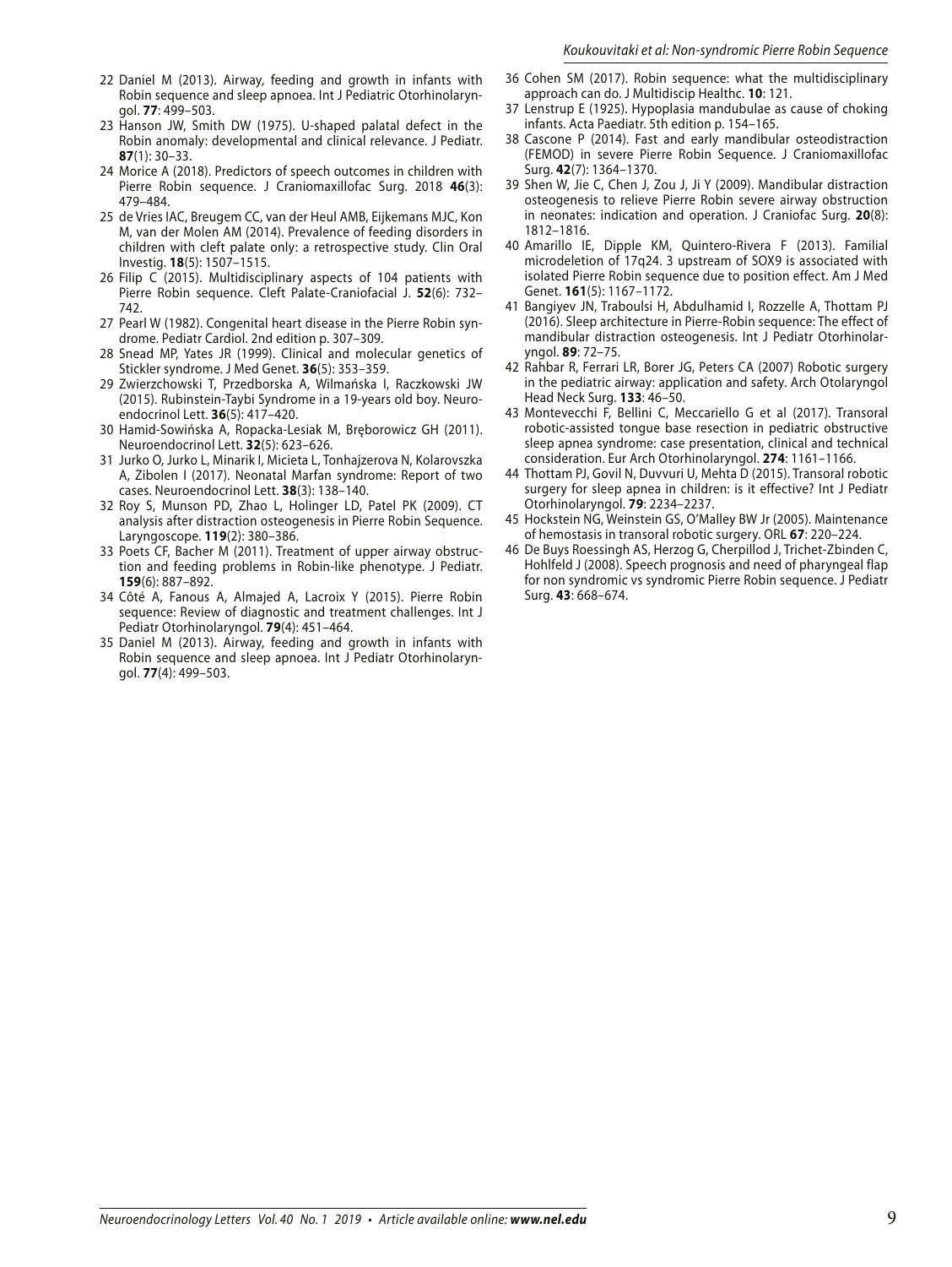22 Daniel M (2013). Airway, feeding and growth in infants with Robin sequence and sleep apnoea. Int J Pediatric Otorhinolaryngol. **77**: 499–503.

23 Hanson JW, Smith DW (1975). U-shaped palatal defect in the Robin anomaly: developmental and clinical relevance. J Pediatr. **87**(1): 30–33.

24 Morice A (2018). Predictors of speech outcomes in children with Pierre Robin sequence. J Craniomaxillofac Surg. 2018 **46**(3): 479–484.

25 de Vries IAC, Breugem CC, van der Heul AMB, Eijkemans MJC, Kon M, van der Molen AM (2014). Prevalence of feeding disorders in children with cleft palate only: a retrospective study. Clin Oral Investig. **18**(5): 1507–1515.

26 Filip C (2015). Multidisciplinary aspects of 104 patients with Pierre Robin sequence. Cleft Palate-Craniofacial J. **52**(6): 732–742.

27 Pearl W (1982). Congenital heart disease in the Pierre Robin syndrome. Pediatr Cardiol. 2nd edition p. 307–309.

28 Snead MP, Yates JR (1999). Clinical and molecular genetics of Stickler syndrome. J Med Genet. **36**(5): 353–359.

29 Zwierzchowski T, Przedborska A, Wilmańska I, Raczkowski JW (2015). Rubinstein-Taybi Syndrome in a 19-years old boy. Neuroendocrinol Lett. **36**(5): 417–420.

30 Hamid-Sowińska A, Ropacka-Lesiak M, Bręborowicz GH (2011). Neuroendocrinol Lett. **32**(5): 623–626.

31 Jurko O, Jurko L, Minarik I, Micieta L, Tonhajzerova N, Kolarovszka A, Zibolen I (2017). Neonatal Marfan syndrome: Report of two cases. Neuroendocrinol Lett. **38**(3): 138–140.

32 Roy S, Munson PD, Zhao L, Holinger LD, Patel PK (2009). CT analysis after distraction osteogenesis in Pierre Robin Sequence. Laryngoscope. **119**(2): 380–386.

33 Poets CF, Bacher M (2011). Treatment of upper airway obstruction and feeding problems in Robin-like phenotype. J Pediatr. **159**(6): 887–892.

34 Côté A, Fanous A, Almajed A, Lacroix Y (2015). Pierre Robin sequence: Review of diagnostic and treatment challenges. Int J Pediatr Otorhinolaryngol. **79**(4): 451–464.

35 Daniel M (2013). Airway, feeding and growth in infants with Robin sequence and sleep apnoea. Int J Pediatr Otorhinolaryngol. **77**(4): 499–503.

36 Cohen SM (2017). Robin sequence: what the multidisciplinary approach can do. J Multidiscip Healthc. **10**: 121.

37 Lenstrup E (1925). Hypoplasia mandubulae as cause of choking infants. Acta Paediatr. 5th edition p. 154–165.

38 Cascone P (2014). Fast and early mandibular osteodistraction (FEMOD) in severe Pierre Robin Sequence. J Craniomaxillofac Surg. **42**(7): 1364–1370.

39 Shen W, Jie C, Chen J, Zou J, Ji Y (2009). Mandibular distraction osteogenesis to relieve Pierre Robin severe airway obstruction in neonates: indication and operation. J Craniofac Surg. **20**(8): 1812–1816.

40 Amarillo IE, Dipple KM, Quintero-Rivera F (2013). Familial microdeletion of 17q24. 3 upstream of SOX9 is associated with isolated Pierre Robin sequence due to position effect. Am J Med Genet. **161**(5): 1167–1172.

41 Bangiyev JN, Traboulsi H, Abdulhamid I, Rozzelle A, Thottam PJ (2016). Sleep architecture in Pierre-Robin sequence: The effect of mandibular distraction osteogenesis. Int J Pediatr Otorhinolaryngol. **89**: 72–75.

42 Rahbar R, Ferrari LR, Borer JG, Peters CA (2007) Robotic surgery in the pediatric airway: application and safety. Arch Otolaryngol Head Neck Surg. **133**: 46–50.

43 Montevecchi F, Bellini C, Meccariello G et al (2017). Transoral robotic-assisted tongue base resection in pediatric obstructive sleep apnea syndrome: case presentation, clinical and technical consideration. Eur Arch Otorhinolaryngol. **274**: 1161–1166.

44 Thottam PJ, Govil N, Duvvuri U, Mehta D (2015). Transoral robotic surgery for sleep apnea in children: is it effective? Int J Pediatr Otorhinolaryngol. **79**: 2234–2237.

45 Hockstein NG, Weinstein GS, O'Malley BW Jr (2005). Maintenance of hemostasis in transoral robotic surgery. ORL **67**: 220–224.

46 De Buys Roessingh AS, Herzog G, Cherpillod J, Trichet-Zbinden C, Hohlfeld J (2008). Speech prognosis and need of pharyngeal flap for non syndromic vs syndromic Pierre Robin sequence. J Pediatr Surg. **43**: 668–674.